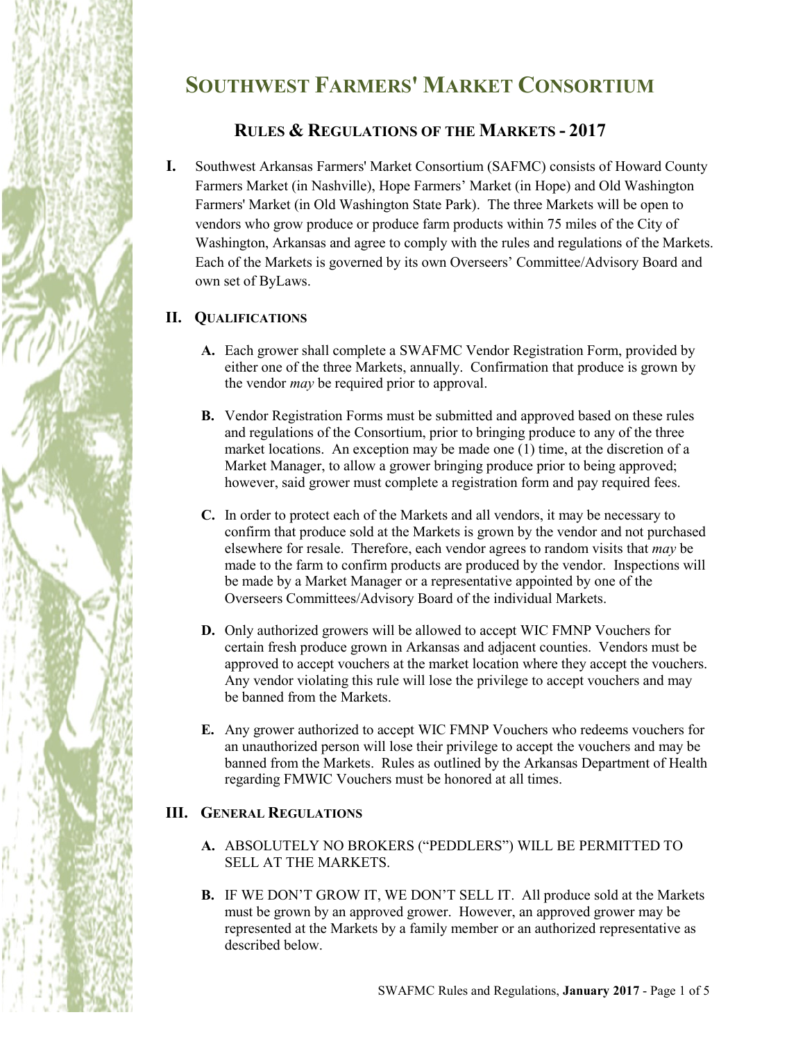# Southwest Farmers' Market Consortium

## Rules & Regulations of the Markets - 2017

**I.** Southwest Arkansas Farmers' Market Consortium (SAFMC) consists of Howard County Farmers Market (in Nashville), Hope Farmers' Market (in Hope) and Old Washington Farmers' Market (in Old Washington State Park). The three Markets will be open to vendors who grow produce or produce farm products within 75 miles of the City of Washington, Arkansas and agree to comply with the rules and regulations of the Markets. Each of the Markets is governed by its own Overseers' Committee/Advisory Board and own set of ByLaws.

### II. Qualifications

**A.** Each grower shall complete a SWAFMC Vendor Registration Form, provided by either one of the three Markets, annually. Confirmation that produce is grown by the vendor *may* be required prior to approval.

**B.** Vendor Registration Forms must be submitted and approved based on these rules and regulations of the Consortium, prior to bringing produce to any of the three market locations. An exception may be made one (1) time, at the discretion of a Market Manager, to allow a grower bringing produce prior to being approved; however, said grower must complete a registration form and pay required fees.

**C.** In order to protect each of the Markets and all vendors, it may be necessary to confirm that produce sold at the Markets is grown by the vendor and not purchased elsewhere for resale. Therefore, each vendor agrees to random visits that *may* be made to the farm to confirm products are produced by the vendor. Inspections will be made by a Market Manager or a representative appointed by one of the Overseers Committees/Advisory Board of the individual Markets.

**D.** Only authorized growers will be allowed to accept WIC FMNP Vouchers for certain fresh produce grown in Arkansas and adjacent counties. Vendors must be approved to accept vouchers at the market location where they accept the vouchers. Any vendor violating this rule will lose the privilege to accept vouchers and may be banned from the Markets.

**E.** Any grower authorized to accept WIC FMNP Vouchers who redeems vouchers for an unauthorized person will lose their privilege to accept the vouchers and may be banned from the Markets. Rules as outlined by the Arkansas Department of Health regarding FMWIC Vouchers must be honored at all times.

### III. General Regulations

**A.** ABSOLUTELY NO BROKERS ("PEDDLERS") WILL BE PERMITTED TO SELL AT THE MARKETS.

**B.** IF WE DON'T GROW IT, WE DON'T SELL IT. All produce sold at the Markets must be grown by an approved grower. However, an approved grower may be represented at the Markets by a family member or an authorized representative as described below.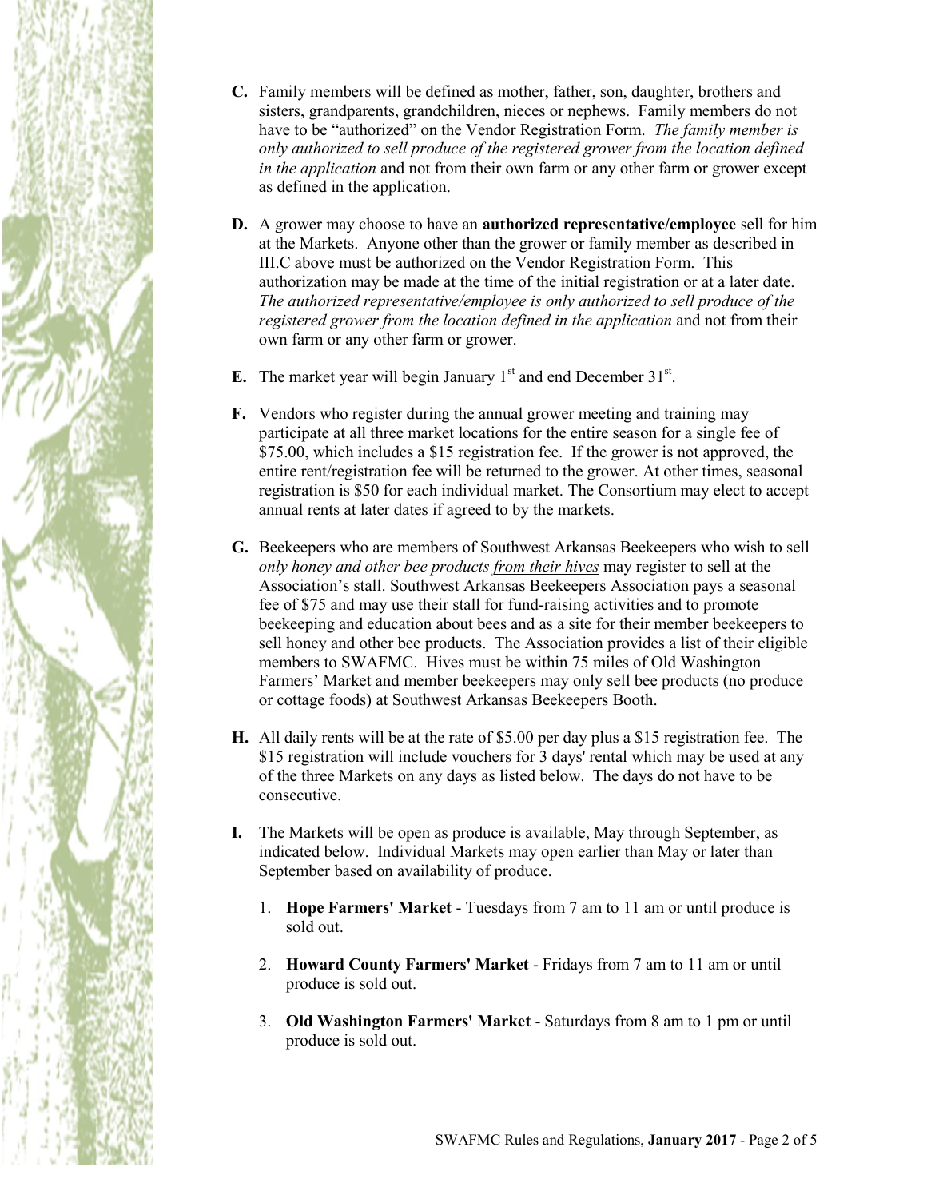**C.** Family members will be defined as mother, father, son, daughter, brothers and sisters, grandparents, grandchildren, nieces or nephews. Family members do not have to be "authorized" on the Vendor Registration Form. *The family member is only authorized to sell produce of the registered grower from the location defined in the application* and not from their own farm or any other farm or grower except as defined in the application.

**D.** A grower may choose to have an **authorized representative/employee** sell for him at the Markets. Anyone other than the grower or family member as described in III.C above must be authorized on the Vendor Registration Form. This authorization may be made at the time of the initial registration or at a later date. *The authorized representative/employee is only authorized to sell produce of the registered grower from the location defined in the application* and not from their own farm or any other farm or grower.

**E.** The market year will begin January 1st and end December 31st.

**F.** Vendors who register during the annual grower meeting and training may participate at all three market locations for the entire season for a single fee of $75.00, which includes a $15 registration fee. If the grower is not approved, the entire rent/registration fee will be returned to the grower. At other times, seasonal registration is $50 for each individual market. The Consortium may elect to accept annual rents at later dates if agreed to by the markets.

**G.** Beekeepers who are members of Southwest Arkansas Beekeepers who wish to sell *only honey and other bee products from their hives* may register to sell at the Association's stall. Southwest Arkansas Beekeepers Association pays a seasonal fee of $75 and may use their stall for fund-raising activities and to promote beekeeping and education about bees and as a site for their member beekeepers to sell honey and other bee products. The Association provides a list of their eligible members to SWAFMC. Hives must be within 75 miles of Old Washington Farmers' Market and member beekeepers may only sell bee products (no produce or cottage foods) at Southwest Arkansas Beekeepers Booth.

**H.** All daily rents will be at the rate of $5.00 per day plus a $15 registration fee. The $15 registration will include vouchers for 3 days' rental which may be used at any of the three Markets on any days as listed below. The days do not have to be consecutive.

**I.** The Markets will be open as produce is available, May through September, as indicated below. Individual Markets may open earlier than May or later than September based on availability of produce.

1. **Hope Farmers' Market** - Tuesdays from 7 am to 11 am or until produce is sold out.
2. **Howard County Farmers' Market** - Fridays from 7 am to 11 am or until produce is sold out.
3. **Old Washington Farmers' Market** - Saturdays from 8 am to 1 pm or until produce is sold out.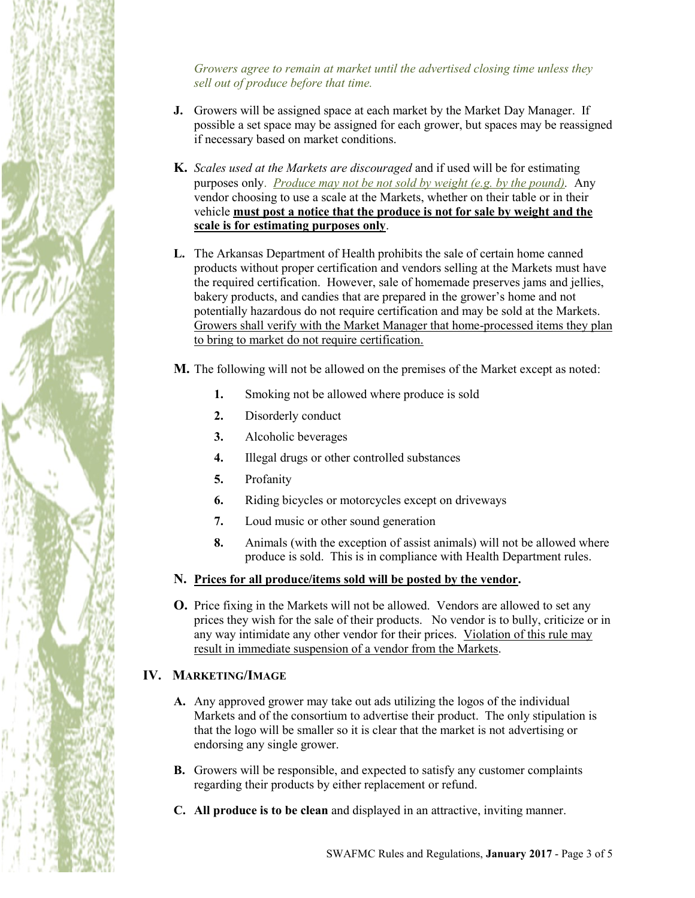*Growers agree to remain at market until the advertised closing time unless they sell out of produce before that time.*

**J.** Growers will be assigned space at each market by the Market Day Manager. If possible a set space may be assigned for each grower, but spaces may be reassigned if necessary based on market conditions.

**K.** *Scales used at the Markets are discouraged* and if used will be for estimating purposes only. *Produce may not be not sold by weight (e.g. by the pound).* Any vendor choosing to use a scale at the Markets, whether on their table or in their vehicle **must post a notice that the produce is not for sale by weight and the scale is for estimating purposes only**.

**L.** The Arkansas Department of Health prohibits the sale of certain home canned products without proper certification and vendors selling at the Markets must have the required certification. However, sale of homemade preserves jams and jellies, bakery products, and candies that are prepared in the grower's home and not potentially hazardous do not require certification and may be sold at the Markets. Growers shall verify with the Market Manager that home-processed items they plan to bring to market do not require certification.

**M.** The following will not be allowed on the premises of the Market except as noted:

1. Smoking not be allowed where produce is sold
2. Disorderly conduct
3. Alcoholic beverages
4. Illegal drugs or other controlled substances
5. Profanity
6. Riding bicycles or motorcycles except on driveways
7. Loud music or other sound generation
8. Animals (with the exception of assist animals) will not be allowed where produce is sold. This is in compliance with Health Department rules.

**N. Prices for all produce/items sold will be posted by the vendor.**

**O.** Price fixing in the Markets will not be allowed. Vendors are allowed to set any prices they wish for the sale of their products. No vendor is to bully, criticize or in any way intimidate any other vendor for their prices. Violation of this rule may result in immediate suspension of a vendor from the Markets.

## IV. Marketing/Image

**A.** Any approved grower may take out ads utilizing the logos of the individual Markets and of the consortium to advertise their product. The only stipulation is that the logo will be smaller so it is clear that the market is not advertising or endorsing any single grower.

**B.** Growers will be responsible, and expected to satisfy any customer complaints regarding their products by either replacement or refund.

**C. All produce is to be clean** and displayed in an attractive, inviting manner.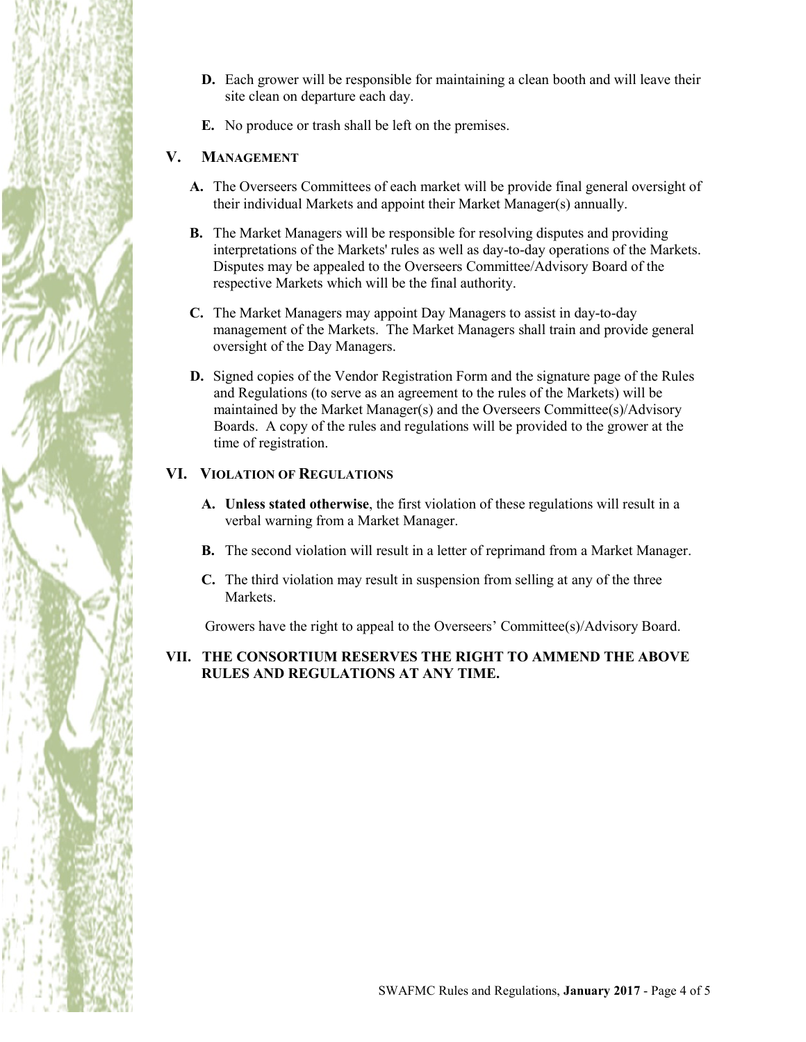**D.** Each grower will be responsible for maintaining a clean booth and will leave their site clean on departure each day.

**E.** No produce or trash shall be left on the premises.

## V. MANAGEMENT

**A.** The Overseers Committees of each market will be provide final general oversight of their individual Markets and appoint their Market Manager(s) annually.

**B.** The Market Managers will be responsible for resolving disputes and providing interpretations of the Markets' rules as well as day-to-day operations of the Markets. Disputes may be appealed to the Overseers Committee/Advisory Board of the respective Markets which will be the final authority.

**C.** The Market Managers may appoint Day Managers to assist in day-to-day management of the Markets. The Market Managers shall train and provide general oversight of the Day Managers.

**D.** Signed copies of the Vendor Registration Form and the signature page of the Rules and Regulations (to serve as an agreement to the rules of the Markets) will be maintained by the Market Manager(s) and the Overseers Committee(s)/Advisory Boards. A copy of the rules and regulations will be provided to the grower at the time of registration.

## VI. VIOLATION OF REGULATIONS

**A. Unless stated otherwise**, the first violation of these regulations will result in a verbal warning from a Market Manager.

**B.** The second violation will result in a letter of reprimand from a Market Manager.

**C.** The third violation may result in suspension from selling at any of the three Markets.

Growers have the right to appeal to the Overseers' Committee(s)/Advisory Board.

## VII. THE CONSORTIUM RESERVES THE RIGHT TO AMMEND THE ABOVE RULES AND REGULATIONS AT ANY TIME.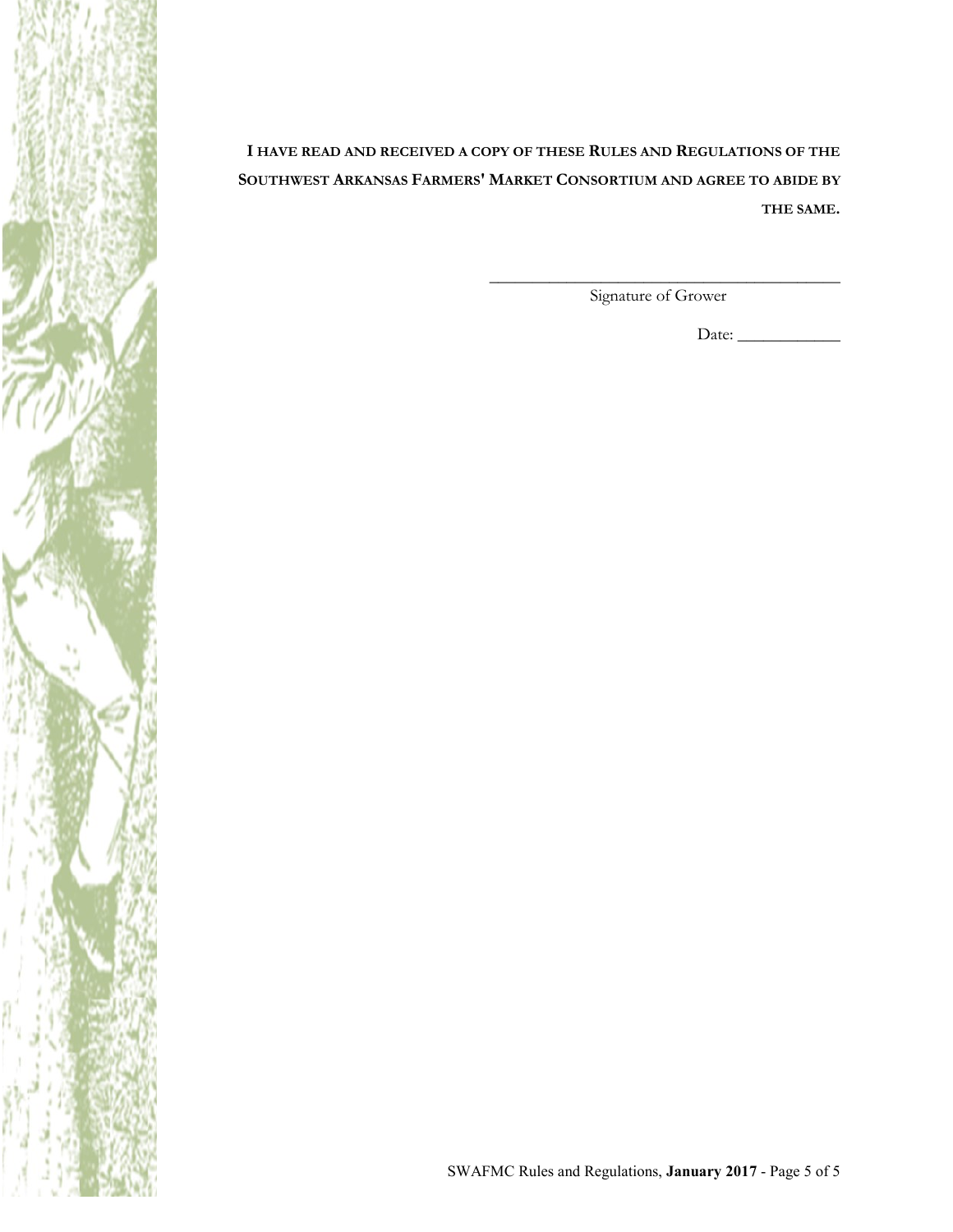**I HAVE READ AND RECEIVED A COPY OF THESE RULES AND REGULATIONS OF THE SOUTHWEST ARKANSAS FARMERS' MARKET CONSORTIUM AND AGREE TO ABIDE BY THE SAME.**

\_\_\_\_\_\_\_\_\_\_\_\_\_\_\_\_\_\_\_\_\_\_\_\_\_\_\_\_\_\_\_\_\_\_\_\_\_\_\_\_\_\_\_\_

Signature of Grower

Date: \_\_\_\_\_\_\_\_\_\_\_\_\_